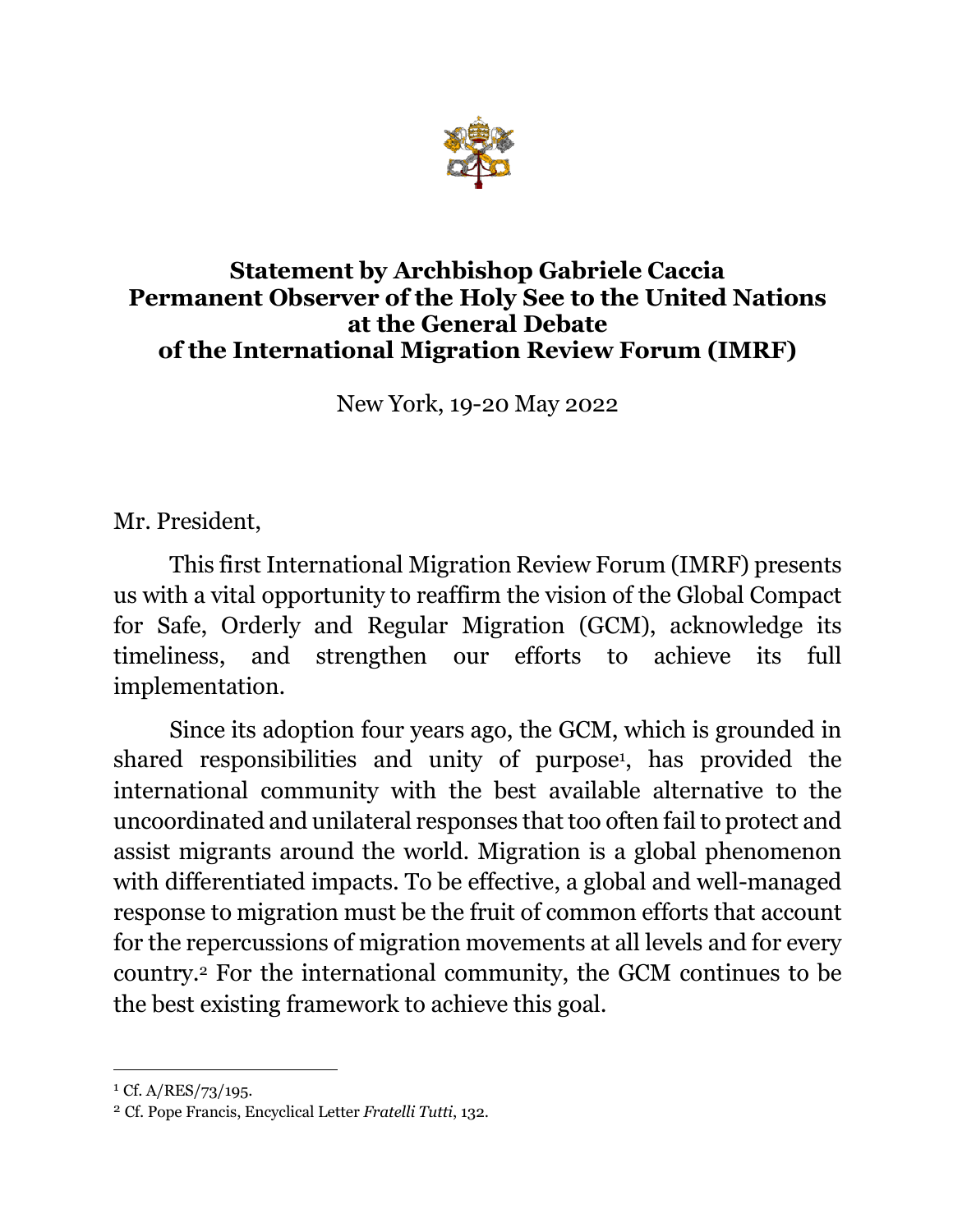**Statement by Archbishop Gabriele Caccia**
**Permanent Observer of the Holy See to the United Nations**
**at the General Debate**
**of the International Migration Review Forum (IMRF)**

New York, 19-20 May 2022

Mr. President,

This first International Migration Review Forum (IMRF) presents us with a vital opportunity to reaffirm the vision of the Global Compact for Safe, Orderly and Regular Migration (GCM), acknowledge its timeliness, and strengthen our efforts to achieve its full implementation.

Since its adoption four years ago, the GCM, which is grounded in shared responsibilities and unity of purpose[1], has provided the international community with the best available alternative to the uncoordinated and unilateral responses that too often fail to protect and assist migrants around the world. Migration is a global phenomenon with differentiated impacts. To be effective, a global and well-managed response to migration must be the fruit of common efforts that account for the repercussions of migration movements at all levels and for every country.[2] For the international community, the GCM continues to be the best existing framework to achieve this goal.

---

[1] Cf. A/RES/73/195.

[2] Cf. Pope Francis, Encyclical Letter *Fratelli Tutti*, 132.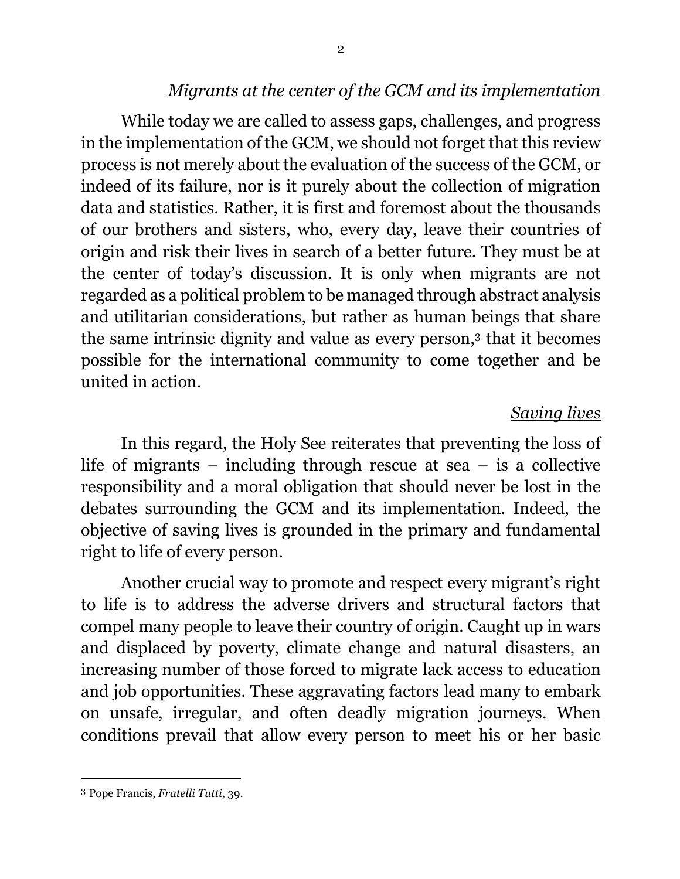*Migrants at the center of the GCM and its implementation*

While today we are called to assess gaps, challenges, and progress in the implementation of the GCM, we should not forget that this review process is not merely about the evaluation of the success of the GCM, or indeed of its failure, nor is it purely about the collection of migration data and statistics. Rather, it is first and foremost about the thousands of our brothers and sisters, who, every day, leave their countries of origin and risk their lives in search of a better future. They must be at the center of today's discussion. It is only when migrants are not regarded as a political problem to be managed through abstract analysis and utilitarian considerations, but rather as human beings that share the same intrinsic dignity and value as every person,[3] that it becomes possible for the international community to come together and be united in action.

*Saving lives*

In this regard, the Holy See reiterates that preventing the loss of life of migrants – including through rescue at sea – is a collective responsibility and a moral obligation that should never be lost in the debates surrounding the GCM and its implementation. Indeed, the objective of saving lives is grounded in the primary and fundamental right to life of every person.

Another crucial way to promote and respect every migrant's right to life is to address the adverse drivers and structural factors that compel many people to leave their country of origin. Caught up in wars and displaced by poverty, climate change and natural disasters, an increasing number of those forced to migrate lack access to education and job opportunities. These aggravating factors lead many to embark on unsafe, irregular, and often deadly migration journeys. When conditions prevail that allow every person to meet his or her basic

---

[3] Pope Francis, *Fratelli Tutti*, 39.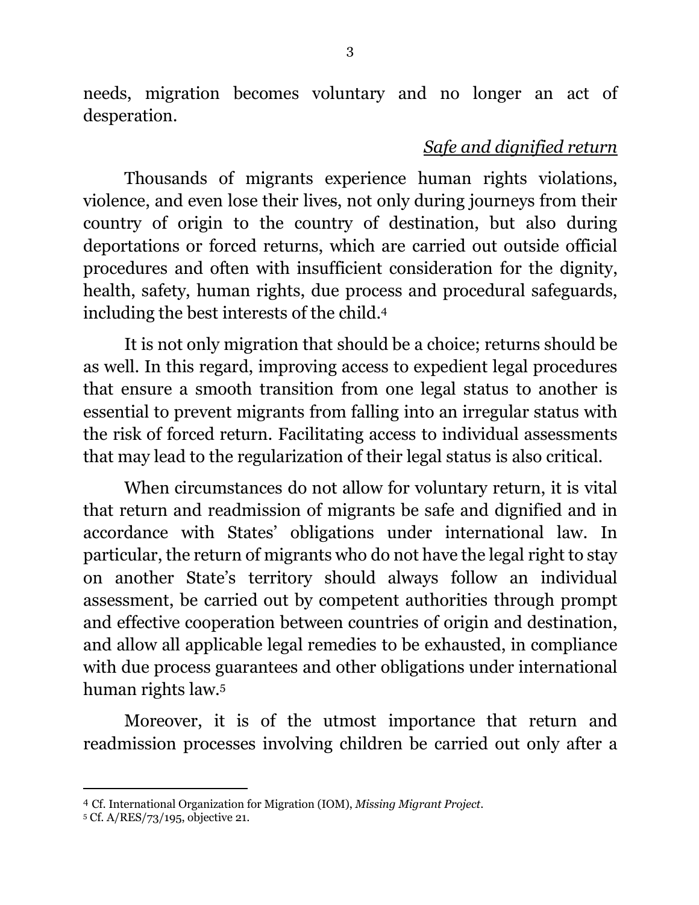needs, migration becomes voluntary and no longer an act of desperation.

*Safe and dignified return*

Thousands of migrants experience human rights violations, violence, and even lose their lives, not only during journeys from their country of origin to the country of destination, but also during deportations or forced returns, which are carried out outside official procedures and often with insufficient consideration for the dignity, health, safety, human rights, due process and procedural safeguards, including the best interests of the child.[4]

It is not only migration that should be a choice; returns should be as well. In this regard, improving access to expedient legal procedures that ensure a smooth transition from one legal status to another is essential to prevent migrants from falling into an irregular status with the risk of forced return. Facilitating access to individual assessments that may lead to the regularization of their legal status is also critical.

When circumstances do not allow for voluntary return, it is vital that return and readmission of migrants be safe and dignified and in accordance with States' obligations under international law. In particular, the return of migrants who do not have the legal right to stay on another State's territory should always follow an individual assessment, be carried out by competent authorities through prompt and effective cooperation between countries of origin and destination, and allow all applicable legal remedies to be exhausted, in compliance with due process guarantees and other obligations under international human rights law.[5]

Moreover, it is of the utmost importance that return and readmission processes involving children be carried out only after a

---

[4] Cf. International Organization for Migration (IOM), *Missing Migrant Project*.

[5] Cf. A/RES/73/195, objective 21.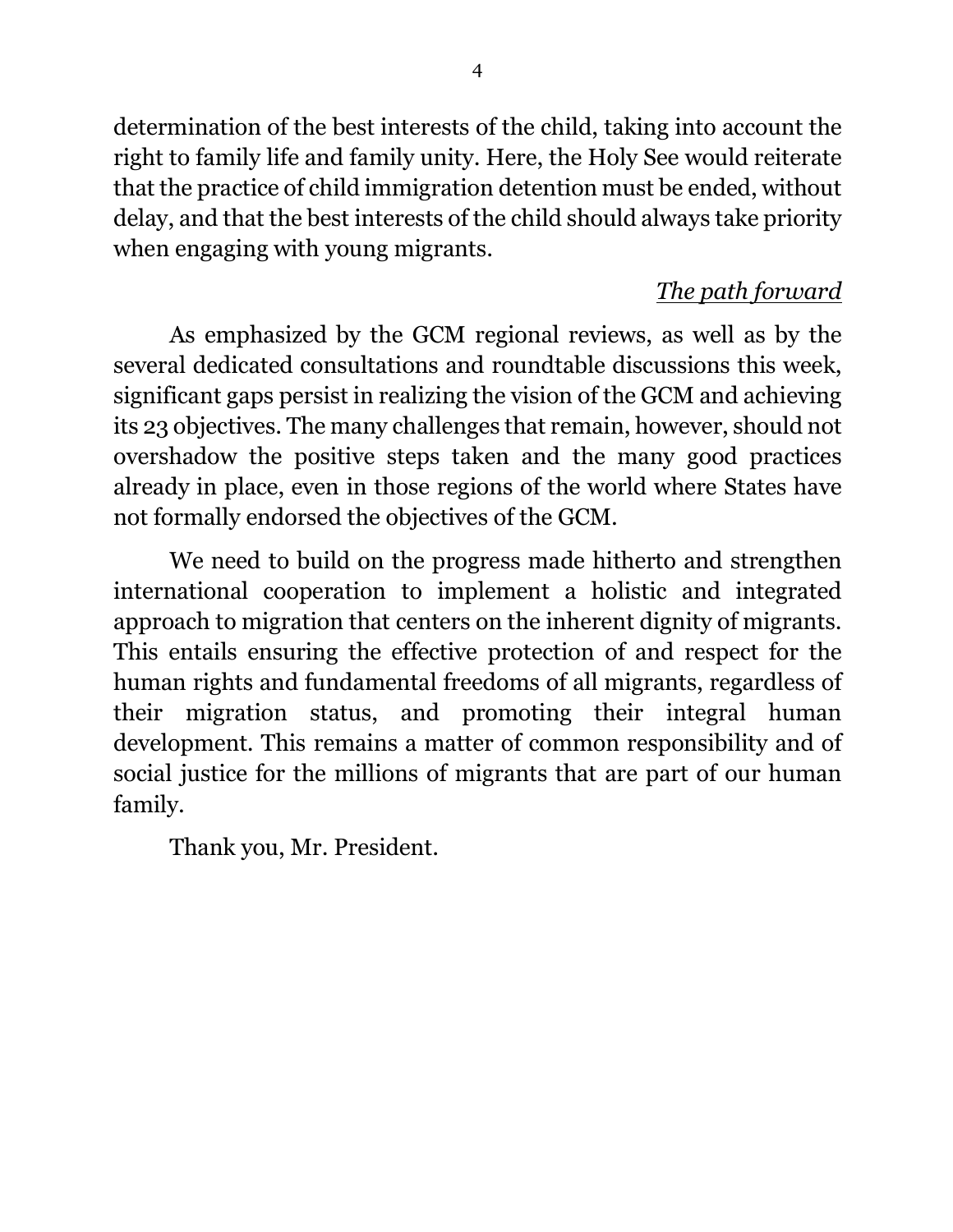determination of the best interests of the child, taking into account the right to family life and family unity. Here, the Holy See would reiterate that the practice of child immigration detention must be ended, without delay, and that the best interests of the child should always take priority when engaging with young migrants.

*The path forward*

As emphasized by the GCM regional reviews, as well as by the several dedicated consultations and roundtable discussions this week, significant gaps persist in realizing the vision of the GCM and achieving its 23 objectives. The many challenges that remain, however, should not overshadow the positive steps taken and the many good practices already in place, even in those regions of the world where States have not formally endorsed the objectives of the GCM.

We need to build on the progress made hitherto and strengthen international cooperation to implement a holistic and integrated approach to migration that centers on the inherent dignity of migrants. This entails ensuring the effective protection of and respect for the human rights and fundamental freedoms of all migrants, regardless of their migration status, and promoting their integral human development. This remains a matter of common responsibility and of social justice for the millions of migrants that are part of our human family.

Thank you, Mr. President.